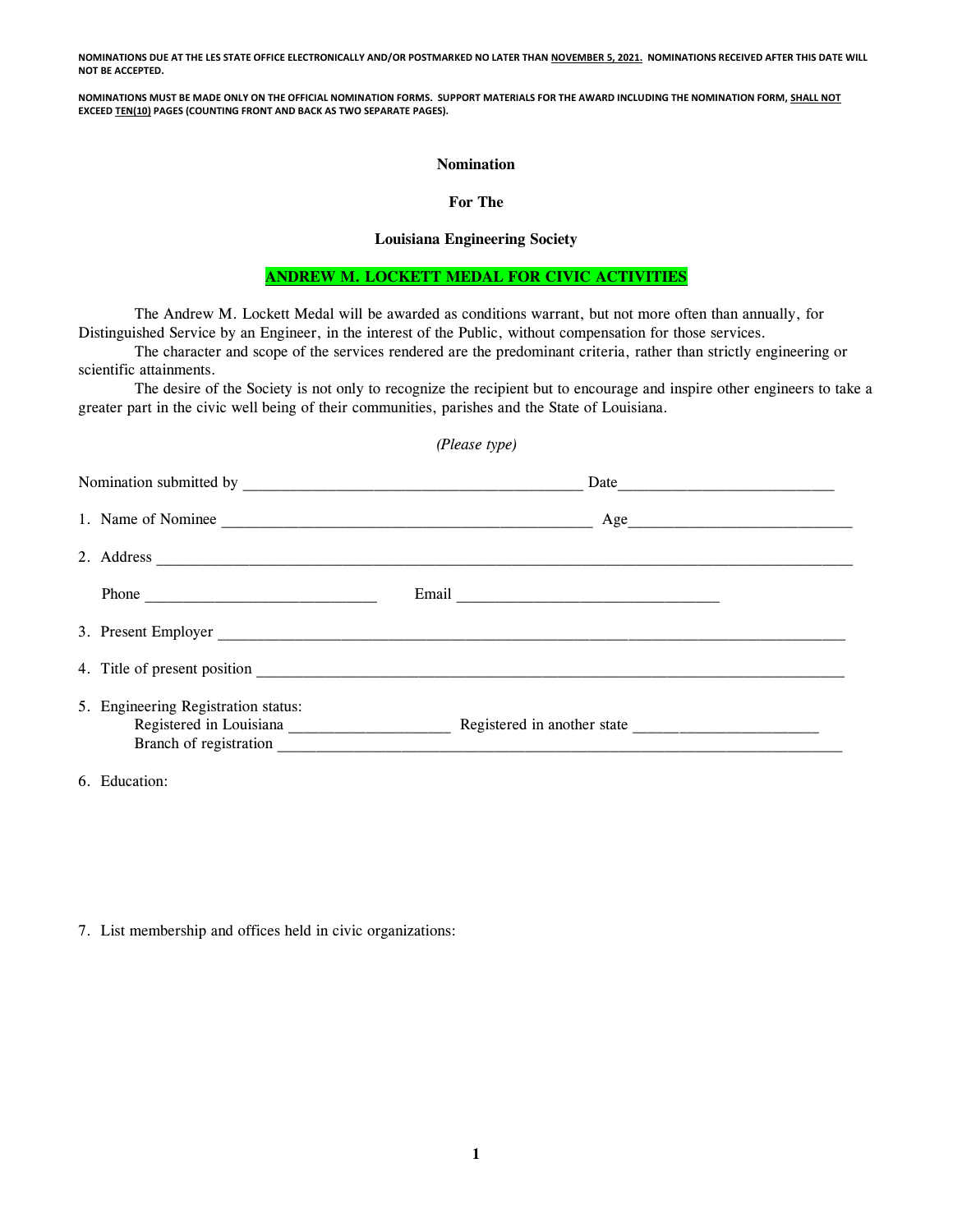**NOMINATIONS DUE AT THE LES STATE OFFICE ELECTRONICALLY AND/OR POSTMARKED NO LATER THAN NOVEMBER 5, 2021. NOMINATIONS RECEIVED AFTER THIS DATE WILL NOT BE ACCEPTED.**

**NOMINATIONS MUST BE MADE ONLY ON THE OFFICIAL NOMINATION FORMS. SUPPORT MATERIALS FOR THE AWARD INCLUDING THE NOMINATION FORM, SHALL NOT EXCEED TEN(10) PAGES (COUNTING FRONT AND BACK AS TWO SEPARATE PAGES).**

**Nomination**

**For The**

**Louisiana Engineering Society**

**ANDREW M. LOCKETT MEDAL FOR CIVIC ACTIVITIES**

The Andrew M. Lockett Medal will be awarded as conditions warrant, but not more often than annually, for Distinguished Service by an Engineer, in the interest of the Public, without compensation for those services.

The character and scope of the services rendered are the predominant criteria, rather than strictly engineering or scientific attainments.

The desire of the Society is not only to recognize the recipient but to encourage and inspire other engineers to take a greater part in the civic well being of their communities, parishes and the State of Louisiana.

*(Please type)*

Nomination submitted by ________________________________________ Date__________________________

1. Name of Nominee _____________________________________________ Age___________________________

2. Address ____________________________________________________________________________________

   Phone ____________________________ Email ________________________________

3. Present Employer ___________________________________________________________________________

4. Title of present position ______________________________________________________________________

5. Engineering Registration status:

   Registered in Louisiana ___________________ Registered in another state ______________________

   Branch of registration _________________________________________________________________________

6. Education:

7. List membership and offices held in civic organizations: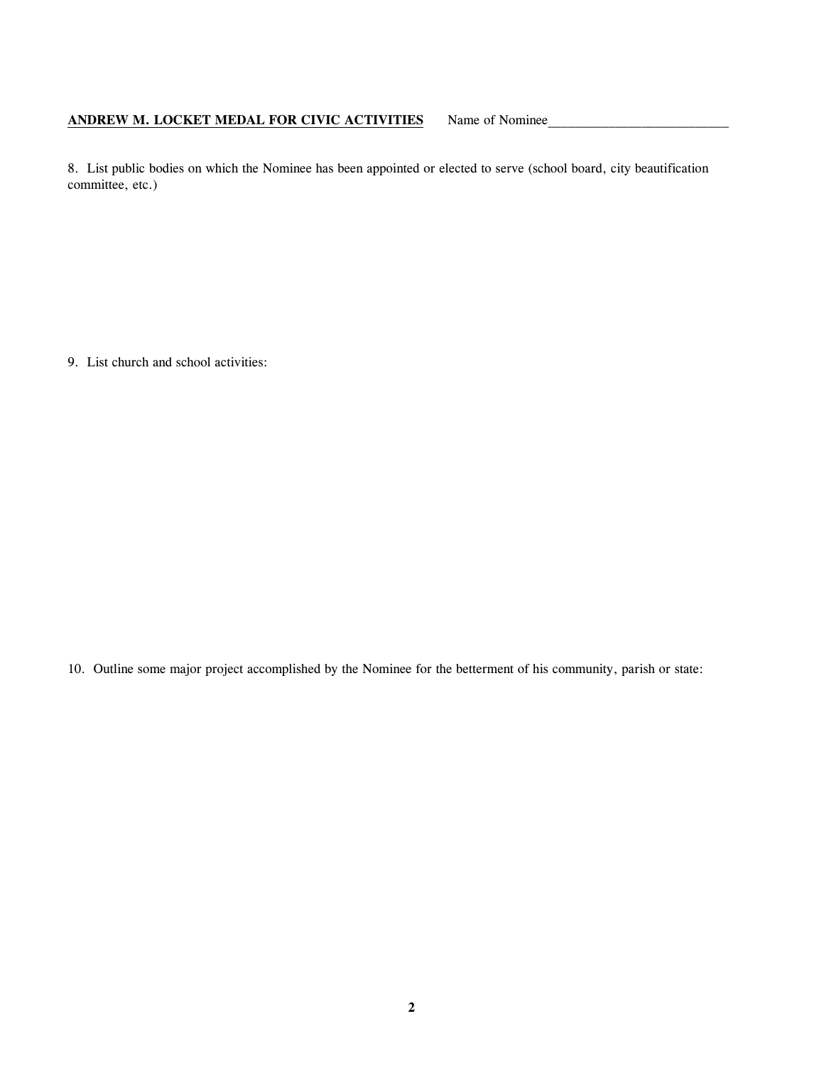**ANDREW M. LOCKET MEDAL FOR CIVIC ACTIVITIES** Name of Nominee___________________________

8. List public bodies on which the Nominee has been appointed or elected to serve (school board, city beautification committee, etc.)

9. List church and school activities:

10. Outline some major project accomplished by the Nominee for the betterment of his community, parish or state: